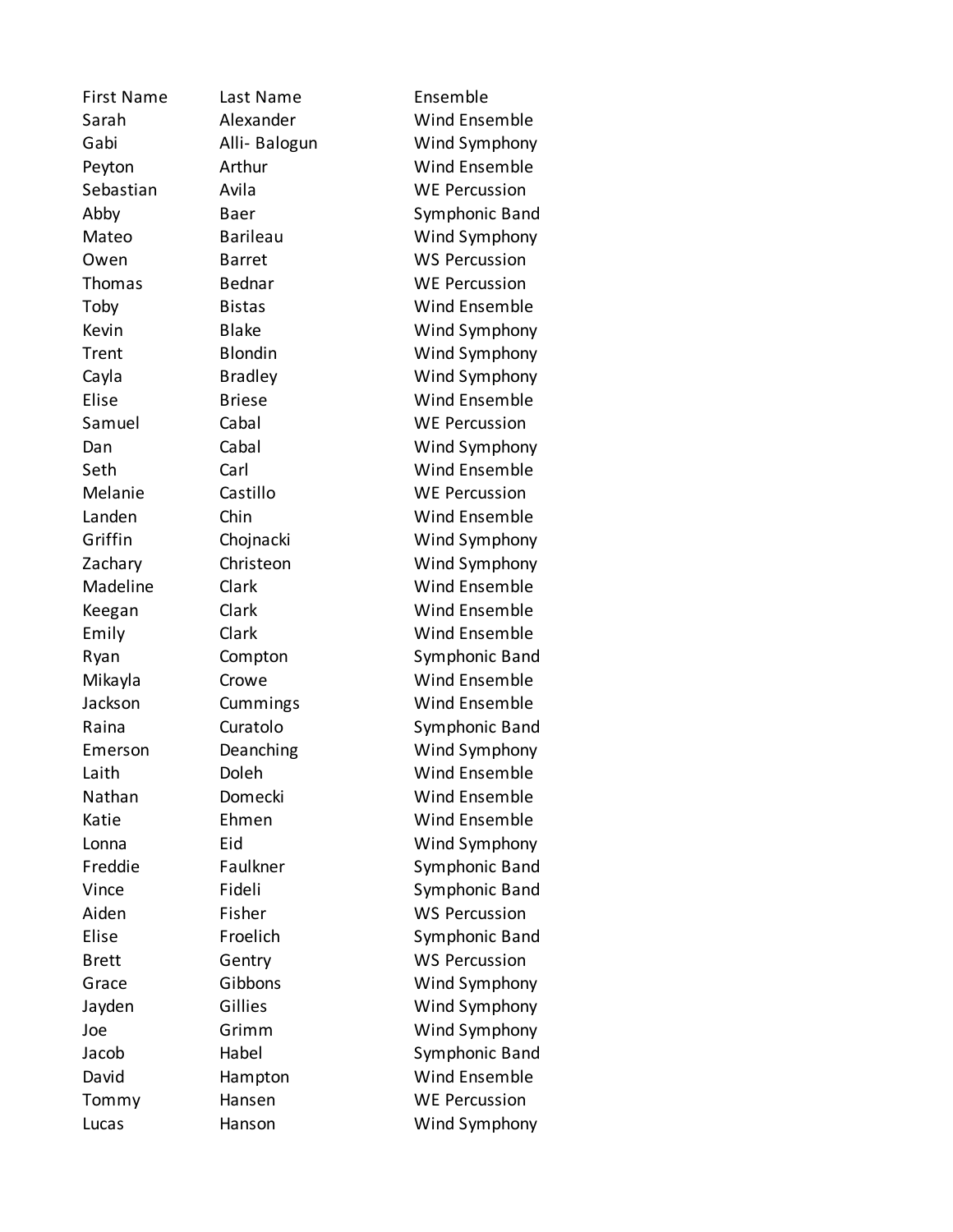| First Name | Last Name | Ensemble |
| --- | --- | --- |
| Sarah | Alexander | Wind Ensemble |
| Gabi | Alli- Balogun | Wind Symphony |
| Peyton | Arthur | Wind Ensemble |
| Sebastian | Avila | WE Percussion |
| Abby | Baer | Symphonic Band |
| Mateo | Barileau | Wind Symphony |
| Owen | Barret | WS Percussion |
| Thomas | Bednar | WE Percussion |
| Toby | Bistas | Wind Ensemble |
| Kevin | Blake | Wind Symphony |
| Trent | Blondin | Wind Symphony |
| Cayla | Bradley | Wind Symphony |
| Elise | Briese | Wind Ensemble |
| Samuel | Cabal | WE Percussion |
| Dan | Cabal | Wind Symphony |
| Seth | Carl | Wind Ensemble |
| Melanie | Castillo | WE Percussion |
| Landen | Chin | Wind Ensemble |
| Griffin | Chojnacki | Wind Symphony |
| Zachary | Christeon | Wind Symphony |
| Madeline | Clark | Wind Ensemble |
| Keegan | Clark | Wind Ensemble |
| Emily | Clark | Wind Ensemble |
| Ryan | Compton | Symphonic Band |
| Mikayla | Crowe | Wind Ensemble |
| Jackson | Cummings | Wind Ensemble |
| Raina | Curatolo | Symphonic Band |
| Emerson | Deanching | Wind Symphony |
| Laith | Doleh | Wind Ensemble |
| Nathan | Domecki | Wind Ensemble |
| Katie | Ehmen | Wind Ensemble |
| Lonna | Eid | Wind Symphony |
| Freddie | Faulkner | Symphonic Band |
| Vince | Fideli | Symphonic Band |
| Aiden | Fisher | WS Percussion |
| Elise | Froelich | Symphonic Band |
| Brett | Gentry | WS Percussion |
| Grace | Gibbons | Wind Symphony |
| Jayden | Gillies | Wind Symphony |
| Joe | Grimm | Wind Symphony |
| Jacob | Habel | Symphonic Band |
| David | Hampton | Wind Ensemble |
| Tommy | Hansen | WE Percussion |
| Lucas | Hanson | Wind Symphony |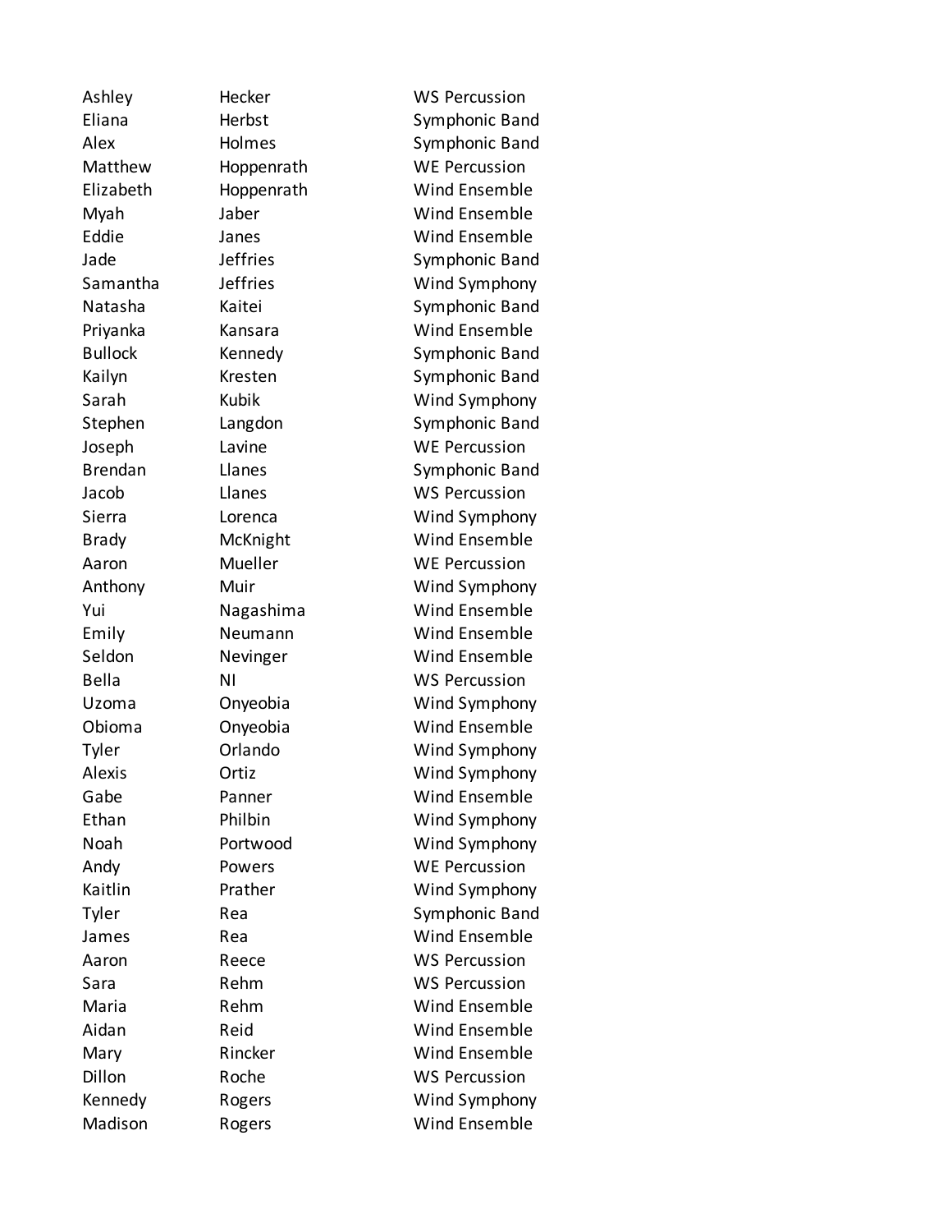| | | |
|---|---|---|
| Ashley | Hecker | WS Percussion |
| Eliana | Herbst | Symphonic Band |
| Alex | Holmes | Symphonic Band |
| Matthew | Hoppenrath | WE Percussion |
| Elizabeth | Hoppenrath | Wind Ensemble |
| Myah | Jaber | Wind Ensemble |
| Eddie | Janes | Wind Ensemble |
| Jade | Jeffries | Symphonic Band |
| Samantha | Jeffries | Wind Symphony |
| Natasha | Kaitei | Symphonic Band |
| Priyanka | Kansara | Wind Ensemble |
| Bullock | Kennedy | Symphonic Band |
| Kailyn | Kresten | Symphonic Band |
| Sarah | Kubik | Wind Symphony |
| Stephen | Langdon | Symphonic Band |
| Joseph | Lavine | WE Percussion |
| Brendan | Llanes | Symphonic Band |
| Jacob | Llanes | WS Percussion |
| Sierra | Lorenca | Wind Symphony |
| Brady | McKnight | Wind Ensemble |
| Aaron | Mueller | WE Percussion |
| Anthony | Muir | Wind Symphony |
| Yui | Nagashima | Wind Ensemble |
| Emily | Neumann | Wind Ensemble |
| Seldon | Nevinger | Wind Ensemble |
| Bella | NI | WS Percussion |
| Uzoma | Onyeobia | Wind Symphony |
| Obioma | Onyeobia | Wind Ensemble |
| Tyler | Orlando | Wind Symphony |
| Alexis | Ortiz | Wind Symphony |
| Gabe | Panner | Wind Ensemble |
| Ethan | Philbin | Wind Symphony |
| Noah | Portwood | Wind Symphony |
| Andy | Powers | WE Percussion |
| Kaitlin | Prather | Wind Symphony |
| Tyler | Rea | Symphonic Band |
| James | Rea | Wind Ensemble |
| Aaron | Reece | WS Percussion |
| Sara | Rehm | WS Percussion |
| Maria | Rehm | Wind Ensemble |
| Aidan | Reid | Wind Ensemble |
| Mary | Rincker | Wind Ensemble |
| Dillon | Roche | WS Percussion |
| Kennedy | Rogers | Wind Symphony |
| Madison | Rogers | Wind Ensemble |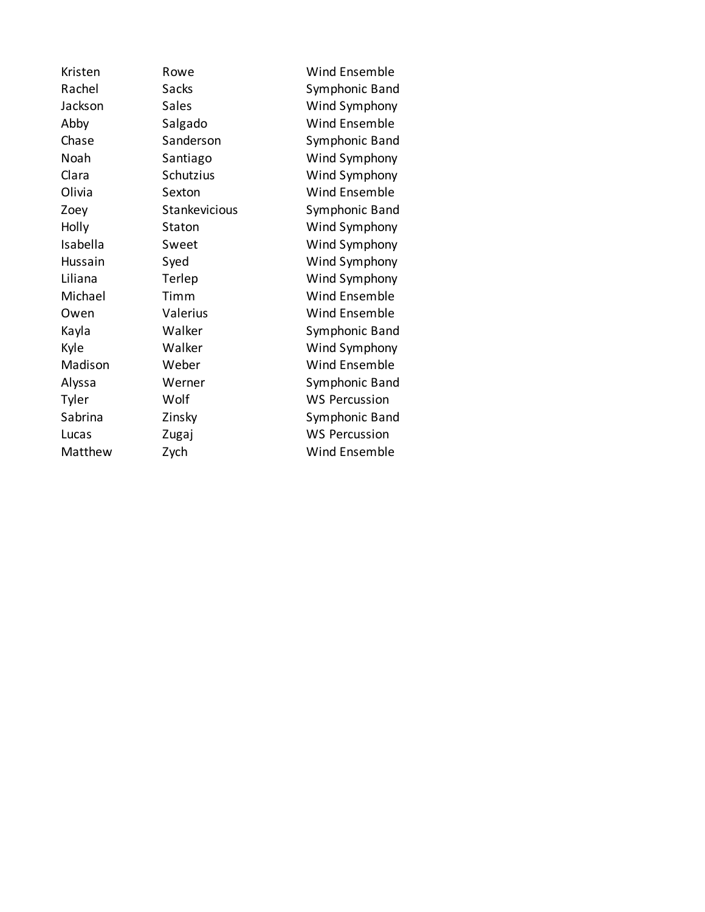| | | |
|---|---|---|
| Kristen | Rowe | Wind Ensemble |
| Rachel | Sacks | Symphonic Band |
| Jackson | Sales | Wind Symphony |
| Abby | Salgado | Wind Ensemble |
| Chase | Sanderson | Symphonic Band |
| Noah | Santiago | Wind Symphony |
| Clara | Schutzius | Wind Symphony |
| Olivia | Sexton | Wind Ensemble |
| Zoey | Stankevicious | Symphonic Band |
| Holly | Staton | Wind Symphony |
| Isabella | Sweet | Wind Symphony |
| Hussain | Syed | Wind Symphony |
| Liliana | Terlep | Wind Symphony |
| Michael | Timm | Wind Ensemble |
| Owen | Valerius | Wind Ensemble |
| Kayla | Walker | Symphonic Band |
| Kyle | Walker | Wind Symphony |
| Madison | Weber | Wind Ensemble |
| Alyssa | Werner | Symphonic Band |
| Tyler | Wolf | WS Percussion |
| Sabrina | Zinsky | Symphonic Band |
| Lucas | Zugaj | WS Percussion |
| Matthew | Zych | Wind Ensemble |